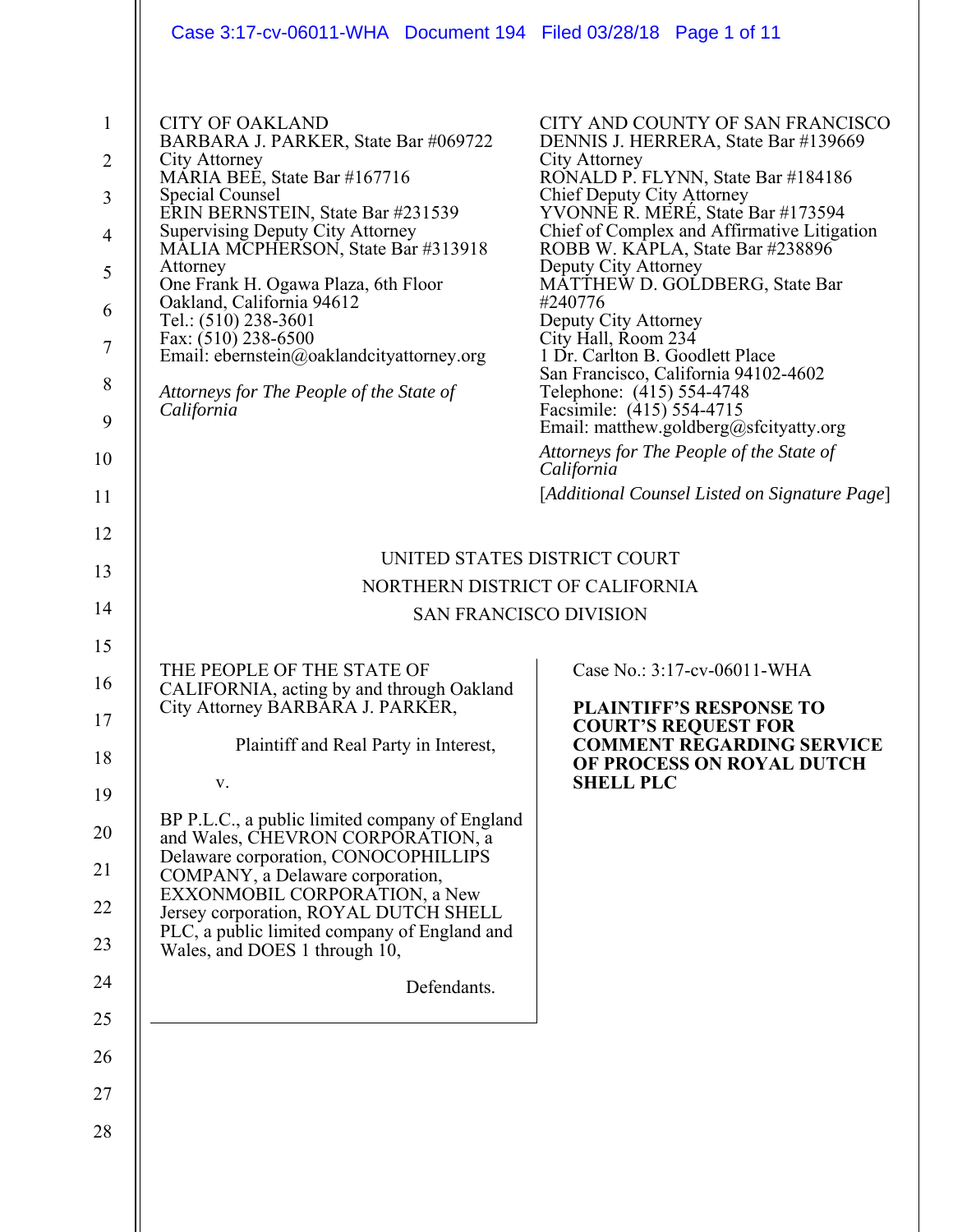CITY OF OAKLAND
BARBARA J. PARKER, State Bar #069722
City Attorney
MARIA BEE, State Bar #167716
Special Counsel
ERIN BERNSTEIN, State Bar #231539
Supervising Deputy City Attorney
MALIA MCPHERSON, State Bar #313918
Attorney
One Frank H. Ogawa Plaza, 6th Floor
Oakland, California 94612
Tel.: (510) 238-3601
Fax: (510) 238-6500
Email: ebernstein@oaklandcityattorney.org

*Attorneys for The People of the State of California*

CITY AND COUNTY OF SAN FRANCISCO
DENNIS J. HERRERA, State Bar #139669
City Attorney
RONALD P. FLYNN, State Bar #184186
Chief Deputy City Attorney
YVONNE R. MERÉ, State Bar #173594
Chief of Complex and Affirmative Litigation
ROBB W. KAPLA, State Bar #238896
Deputy City Attorney
MATTHEW D. GOLDBERG, State Bar #240776
Deputy City Attorney
City Hall, Room 234
1 Dr. Carlton B. Goodlett Place
San Francisco, California 94102-4602
Telephone: (415) 554-4748
Facsimile: (415) 554-4715
Email: matthew.goldberg@sfcityatty.org

*Attorneys for The People of the State of California*

[*Additional Counsel Listed on Signature Page*]

UNITED STATES DISTRICT COURT
NORTHERN DISTRICT OF CALIFORNIA
SAN FRANCISCO DIVISION

THE PEOPLE OF THE STATE OF CALIFORNIA, acting by and through Oakland City Attorney BARBARA J. PARKER,

Plaintiff and Real Party in Interest,

v.

BP P.L.C., a public limited company of England and Wales, CHEVRON CORPORATION, a Delaware corporation, CONOCOPHILLIPS COMPANY, a Delaware corporation, EXXONMOBIL CORPORATION, a New Jersey corporation, ROYAL DUTCH SHELL PLC, a public limited company of England and Wales, and DOES 1 through 10,

Defendants.

Case No.: 3:17-cv-06011-WHA

**PLAINTIFF'S RESPONSE TO COURT'S REQUEST FOR COMMENT REGARDING SERVICE OF PROCESS ON ROYAL DUTCH SHELL PLC**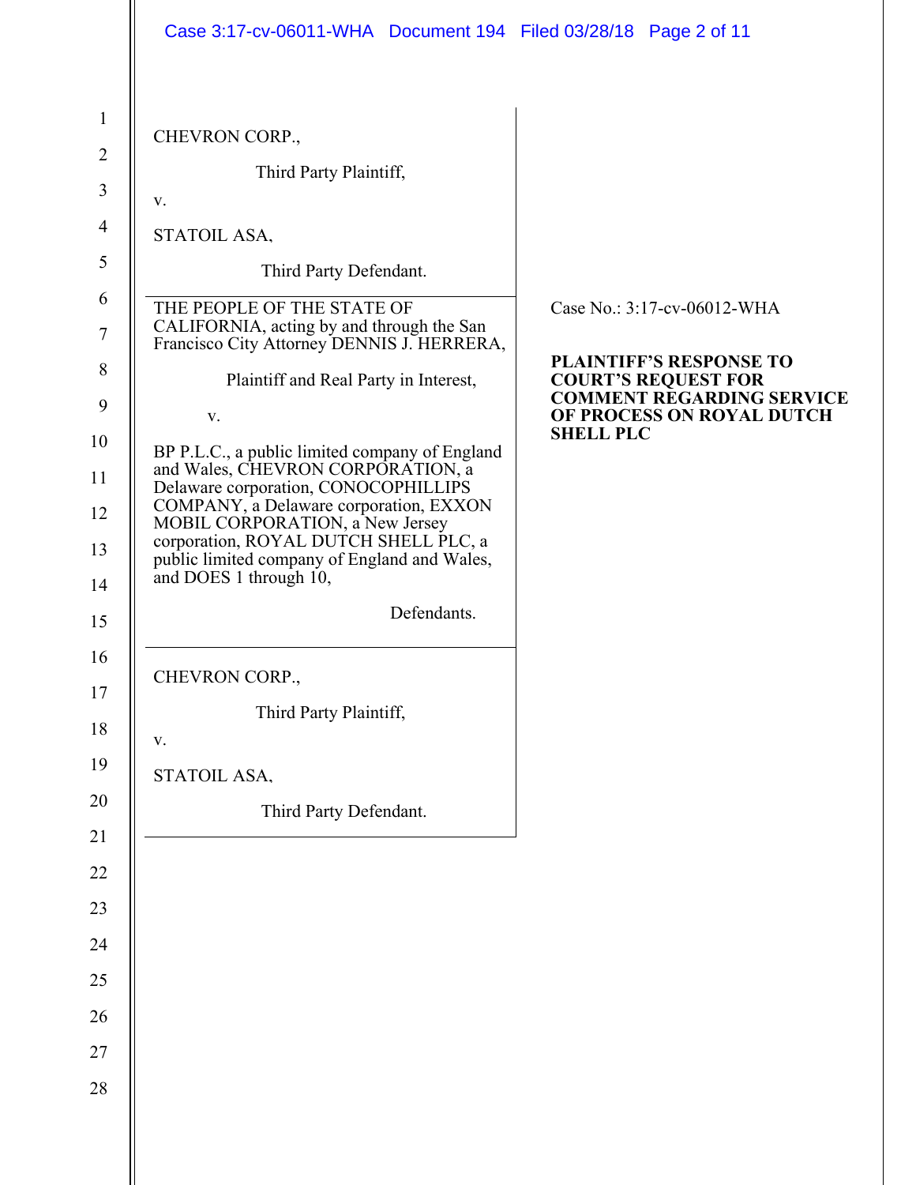CHEVRON CORP.,

Third Party Plaintiff,

v.

STATOIL ASA,

Third Party Defendant.

---

THE PEOPLE OF THE STATE OF CALIFORNIA, acting by and through the San Francisco City Attorney DENNIS J. HERRERA,

Plaintiff and Real Party in Interest,

v.

BP P.L.C., a public limited company of England and Wales, CHEVRON CORPORATION, a Delaware corporation, CONOCOPHILLIPS COMPANY, a Delaware corporation, EXXON MOBIL CORPORATION, a New Jersey corporation, ROYAL DUTCH SHELL PLC, a public limited company of England and Wales, and DOES 1 through 10,

Defendants.

Case No.: 3:17-cv-06012-WHA

**PLAINTIFF'S RESPONSE TO COURT'S REQUEST FOR COMMENT REGARDING SERVICE OF PROCESS ON ROYAL DUTCH SHELL PLC**

---

CHEVRON CORP.,

Third Party Plaintiff,

v.

STATOIL ASA,

Third Party Defendant.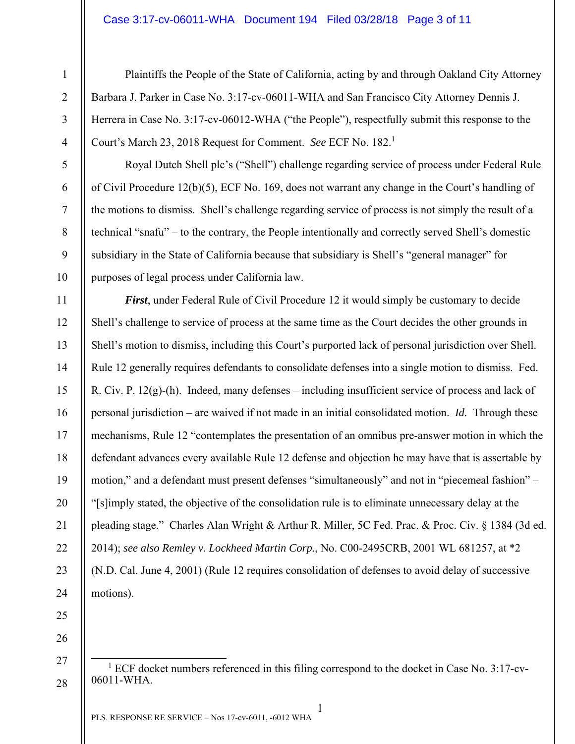Plaintiffs the People of the State of California, acting by and through Oakland City Attorney Barbara J. Parker in Case No. 3:17-cv-06011-WHA and San Francisco City Attorney Dennis J. Herrera in Case No. 3:17-cv-06012-WHA ("the People"), respectfully submit this response to the Court's March 23, 2018 Request for Comment. *See* ECF No. 182.[1]

Royal Dutch Shell plc's ("Shell") challenge regarding service of process under Federal Rule of Civil Procedure 12(b)(5), ECF No. 169, does not warrant any change in the Court's handling of the motions to dismiss. Shell's challenge regarding service of process is not simply the result of a technical "snafu" – to the contrary, the People intentionally and correctly served Shell's domestic subsidiary in the State of California because that subsidiary is Shell's "general manager" for purposes of legal process under California law.

***First***, under Federal Rule of Civil Procedure 12 it would simply be customary to decide Shell's challenge to service of process at the same time as the Court decides the other grounds in Shell's motion to dismiss, including this Court's purported lack of personal jurisdiction over Shell. Rule 12 generally requires defendants to consolidate defenses into a single motion to dismiss. Fed. R. Civ. P. 12(g)-(h). Indeed, many defenses – including insufficient service of process and lack of personal jurisdiction – are waived if not made in an initial consolidated motion. *Id.* Through these mechanisms, Rule 12 "contemplates the presentation of an omnibus pre-answer motion in which the defendant advances every available Rule 12 defense and objection he may have that is assertable by motion," and a defendant must present defenses "simultaneously" and not in "piecemeal fashion" – "[s]imply stated, the objective of the consolidation rule is to eliminate unnecessary delay at the pleading stage." Charles Alan Wright & Arthur R. Miller, 5C Fed. Prac. & Proc. Civ. § 1384 (3d ed. 2014); *see also Remley v. Lockheed Martin Corp.*, No. C00-2495CRB, 2001 WL 681257, at *2 (N.D. Cal. June 4, 2001) (Rule 12 requires consolidation of defenses to avoid delay of successive motions).

---

[1] ECF docket numbers referenced in this filing correspond to the docket in Case No. 3:17-cv-06011-WHA.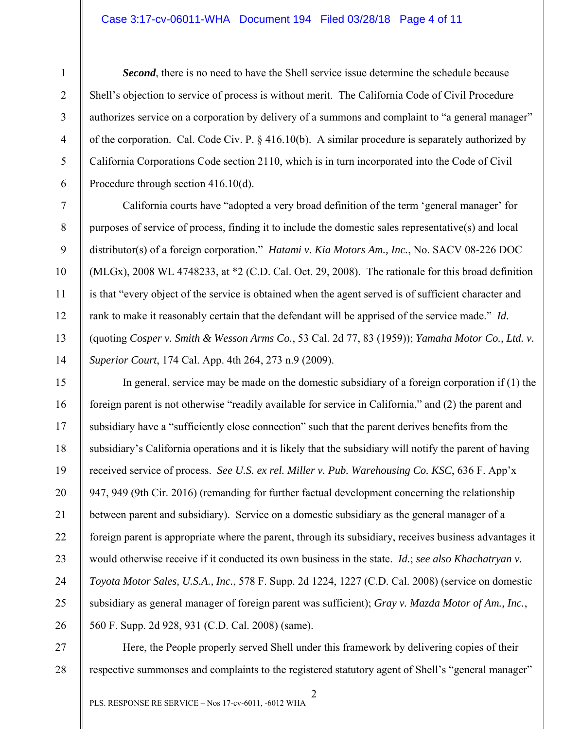***Second***, there is no need to have the Shell service issue determine the schedule because Shell's objection to service of process is without merit. The California Code of Civil Procedure authorizes service on a corporation by delivery of a summons and complaint to "a general manager" of the corporation. Cal. Code Civ. P. § 416.10(b). A similar procedure is separately authorized by California Corporations Code section 2110, which is in turn incorporated into the Code of Civil Procedure through section 416.10(d).

California courts have "adopted a very broad definition of the term 'general manager' for purposes of service of process, finding it to include the domestic sales representative(s) and local distributor(s) of a foreign corporation." *Hatami v. Kia Motors Am., Inc.*, No. SACV 08-226 DOC (MLGx), 2008 WL 4748233, at *2 (C.D. Cal. Oct. 29, 2008). The rationale for this broad definition is that "every object of the service is obtained when the agent served is of sufficient character and rank to make it reasonably certain that the defendant will be apprised of the service made." *Id.* (quoting *Cosper v. Smith & Wesson Arms Co.*, 53 Cal. 2d 77, 83 (1959)); *Yamaha Motor Co., Ltd. v. Superior Court*, 174 Cal. App. 4th 264, 273 n.9 (2009).

In general, service may be made on the domestic subsidiary of a foreign corporation if (1) the foreign parent is not otherwise "readily available for service in California," and (2) the parent and subsidiary have a "sufficiently close connection" such that the parent derives benefits from the subsidiary's California operations and it is likely that the subsidiary will notify the parent of having received service of process. *See U.S. ex rel. Miller v. Pub. Warehousing Co. KSC*, 636 F. App'x 947, 949 (9th Cir. 2016) (remanding for further factual development concerning the relationship between parent and subsidiary). Service on a domestic subsidiary as the general manager of a foreign parent is appropriate where the parent, through its subsidiary, receives business advantages it would otherwise receive if it conducted its own business in the state. *Id.*; *see also Khachatryan v. Toyota Motor Sales, U.S.A., Inc.*, 578 F. Supp. 2d 1224, 1227 (C.D. Cal. 2008) (service on domestic subsidiary as general manager of foreign parent was sufficient); *Gray v. Mazda Motor of Am., Inc.*, 560 F. Supp. 2d 928, 931 (C.D. Cal. 2008) (same).

Here, the People properly served Shell under this framework by delivering copies of their respective summonses and complaints to the registered statutory agent of Shell's "general manager"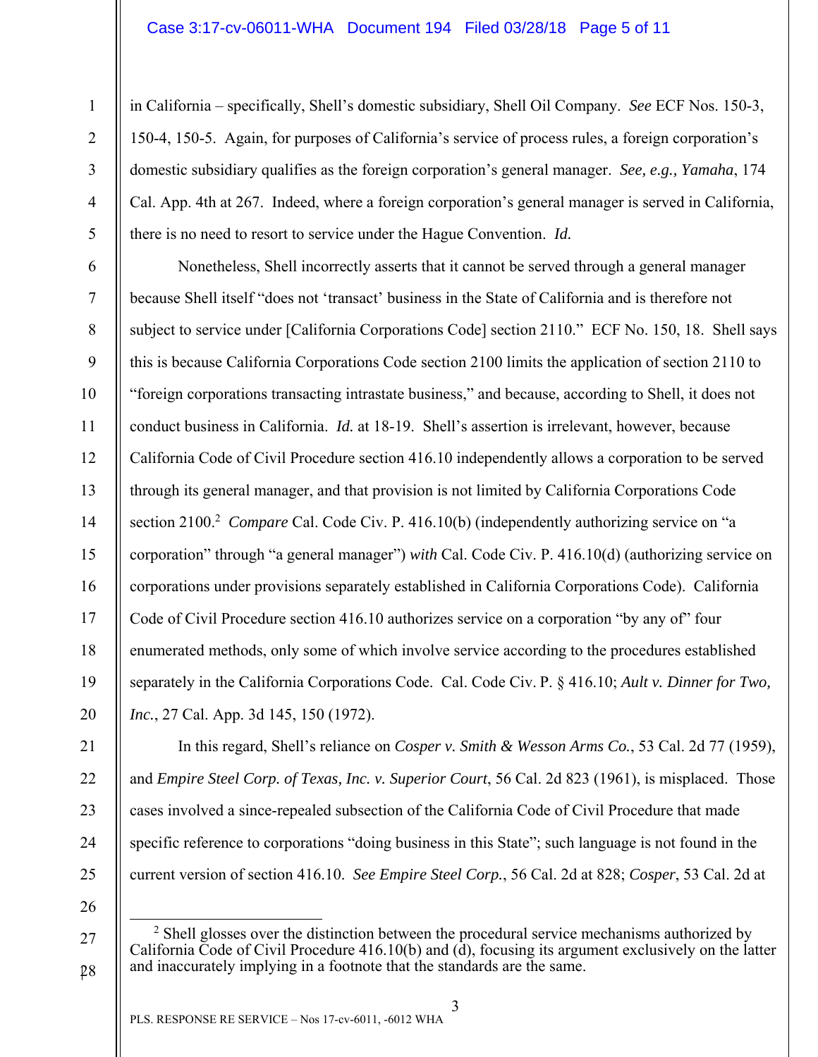in California – specifically, Shell's domestic subsidiary, Shell Oil Company. *See* ECF Nos. 150-3, 150-4, 150-5. Again, for purposes of California's service of process rules, a foreign corporation's domestic subsidiary qualifies as the foreign corporation's general manager. *See, e.g., Yamaha*, 174 Cal. App. 4th at 267. Indeed, where a foreign corporation's general manager is served in California, there is no need to resort to service under the Hague Convention. *Id.*

Nonetheless, Shell incorrectly asserts that it cannot be served through a general manager because Shell itself "does not 'transact' business in the State of California and is therefore not subject to service under [California Corporations Code] section 2110." ECF No. 150, 18. Shell says this is because California Corporations Code section 2100 limits the application of section 2110 to "foreign corporations transacting intrastate business," and because, according to Shell, it does not conduct business in California. *Id.* at 18-19. Shell's assertion is irrelevant, however, because California Code of Civil Procedure section 416.10 independently allows a corporation to be served through its general manager, and that provision is not limited by California Corporations Code section 2100.[2] *Compare* Cal. Code Civ. P. 416.10(b) (independently authorizing service on "a corporation" through "a general manager") *with* Cal. Code Civ. P. 416.10(d) (authorizing service on corporations under provisions separately established in California Corporations Code). California Code of Civil Procedure section 416.10 authorizes service on a corporation "by any of" four enumerated methods, only some of which involve service according to the procedures established separately in the California Corporations Code. Cal. Code Civ. P. § 416.10; *Ault v. Dinner for Two, Inc.*, 27 Cal. App. 3d 145, 150 (1972).

In this regard, Shell's reliance on *Cosper v. Smith & Wesson Arms Co.*, 53 Cal. 2d 77 (1959), and *Empire Steel Corp. of Texas, Inc. v. Superior Court*, 56 Cal. 2d 823 (1961), is misplaced. Those cases involved a since-repealed subsection of the California Code of Civil Procedure that made specific reference to corporations "doing business in this State"; such language is not found in the current version of section 416.10. *See Empire Steel Corp.*, 56 Cal. 2d at 828; *Cosper*, 53 Cal. 2d at

[2] Shell glosses over the distinction between the procedural service mechanisms authorized by California Code of Civil Procedure 416.10(b) and (d), focusing its argument exclusively on the latter and inaccurately implying in a footnote that the standards are the same.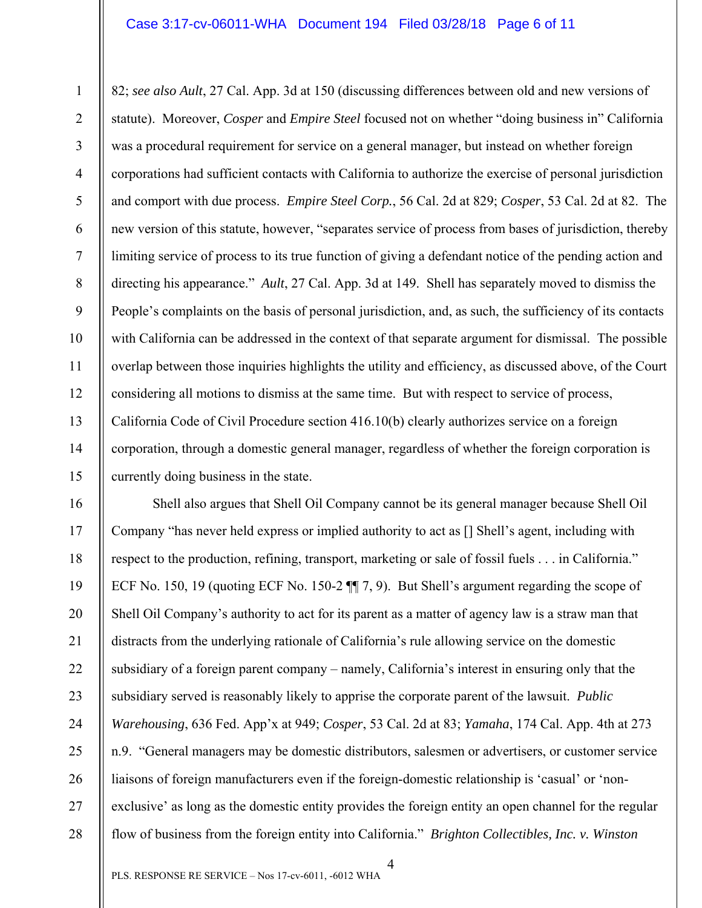82; *see also Ault*, 27 Cal. App. 3d at 150 (discussing differences between old and new versions of statute). Moreover, *Cosper* and *Empire Steel* focused not on whether "doing business in" California was a procedural requirement for service on a general manager, but instead on whether foreign corporations had sufficient contacts with California to authorize the exercise of personal jurisdiction and comport with due process. *Empire Steel Corp.*, 56 Cal. 2d at 829; *Cosper*, 53 Cal. 2d at 82. The new version of this statute, however, "separates service of process from bases of jurisdiction, thereby limiting service of process to its true function of giving a defendant notice of the pending action and directing his appearance." *Ault*, 27 Cal. App. 3d at 149. Shell has separately moved to dismiss the People's complaints on the basis of personal jurisdiction, and, as such, the sufficiency of its contacts with California can be addressed in the context of that separate argument for dismissal. The possible overlap between those inquiries highlights the utility and efficiency, as discussed above, of the Court considering all motions to dismiss at the same time. But with respect to service of process, California Code of Civil Procedure section 416.10(b) clearly authorizes service on a foreign corporation, through a domestic general manager, regardless of whether the foreign corporation is currently doing business in the state.

Shell also argues that Shell Oil Company cannot be its general manager because Shell Oil Company "has never held express or implied authority to act as [] Shell's agent, including with respect to the production, refining, transport, marketing or sale of fossil fuels . . . in California." ECF No. 150, 19 (quoting ECF No. 150-2 ¶¶ 7, 9). But Shell's argument regarding the scope of Shell Oil Company's authority to act for its parent as a matter of agency law is a straw man that distracts from the underlying rationale of California's rule allowing service on the domestic subsidiary of a foreign parent company – namely, California's interest in ensuring only that the subsidiary served is reasonably likely to apprise the corporate parent of the lawsuit. *Public Warehousing*, 636 Fed. App'x at 949; *Cosper*, 53 Cal. 2d at 83; *Yamaha*, 174 Cal. App. 4th at 273 n.9. "General managers may be domestic distributors, salesmen or advertisers, or customer service liaisons of foreign manufacturers even if the foreign-domestic relationship is 'casual' or 'non-exclusive' as long as the domestic entity provides the foreign entity an open channel for the regular flow of business from the foreign entity into California." *Brighton Collectibles, Inc. v. Winston*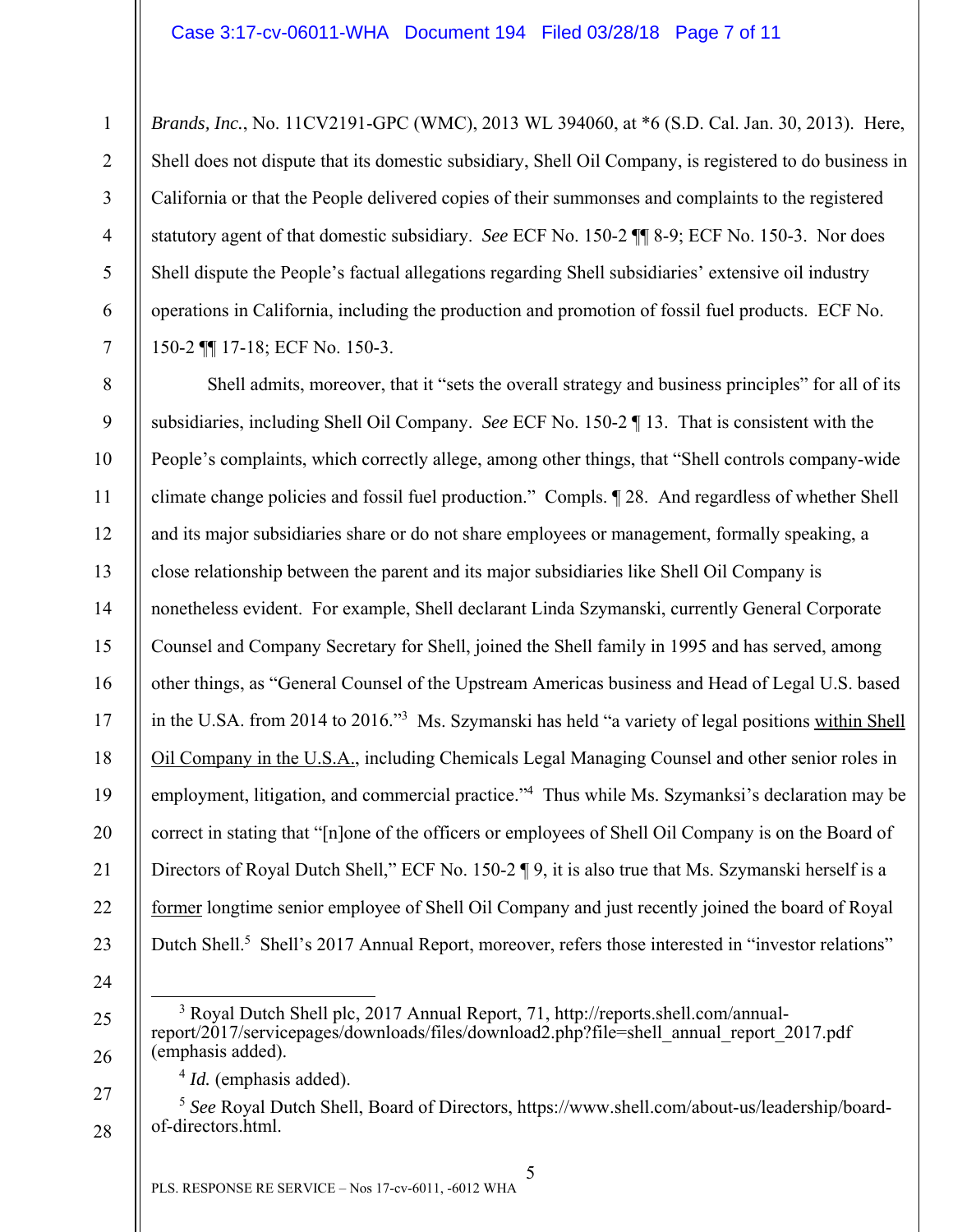*Brands, Inc.*, No. 11CV2191-GPC (WMC), 2013 WL 394060, at *6 (S.D. Cal. Jan. 30, 2013). Here, Shell does not dispute that its domestic subsidiary, Shell Oil Company, is registered to do business in California or that the People delivered copies of their summonses and complaints to the registered statutory agent of that domestic subsidiary. *See* ECF No. 150-2 ¶¶ 8-9; ECF No. 150-3. Nor does Shell dispute the People's factual allegations regarding Shell subsidiaries' extensive oil industry operations in California, including the production and promotion of fossil fuel products. ECF No. 150-2 ¶¶ 17-18; ECF No. 150-3.

Shell admits, moreover, that it "sets the overall strategy and business principles" for all of its subsidiaries, including Shell Oil Company. *See* ECF No. 150-2 ¶ 13. That is consistent with the People's complaints, which correctly allege, among other things, that "Shell controls company-wide climate change policies and fossil fuel production." Compls. ¶ 28. And regardless of whether Shell and its major subsidiaries share or do not share employees or management, formally speaking, a close relationship between the parent and its major subsidiaries like Shell Oil Company is nonetheless evident. For example, Shell declarant Linda Szymanski, currently General Corporate Counsel and Company Secretary for Shell, joined the Shell family in 1995 and has served, among other things, as "General Counsel of the Upstream Americas business and Head of Legal U.S. based in the U.S.A. from 2014 to 2016."[3] Ms. Szymanski has held "a variety of legal positions <u>within Shell Oil Company in the U.S.A.</u>, including Chemicals Legal Managing Counsel and other senior roles in employment, litigation, and commercial practice."[4] Thus while Ms. Szymanksi's declaration may be correct in stating that "[n]one of the officers or employees of Shell Oil Company is on the Board of Directors of Royal Dutch Shell," ECF No. 150-2 ¶ 9, it is also true that Ms. Szymanski herself is a <u>former</u> longtime senior employee of Shell Oil Company and just recently joined the board of Royal Dutch Shell.[5] Shell's 2017 Annual Report, moreover, refers those interested in "investor relations"

---

[3] Royal Dutch Shell plc, 2017 Annual Report, 71, http://reports.shell.com/annual-report/2017/servicepages/downloads/files/download2.php?file=shell_annual_report_2017.pdf (emphasis added).

[4] *Id.* (emphasis added).

[5] *See* Royal Dutch Shell, Board of Directors, https://www.shell.com/about-us/leadership/board-of-directors.html.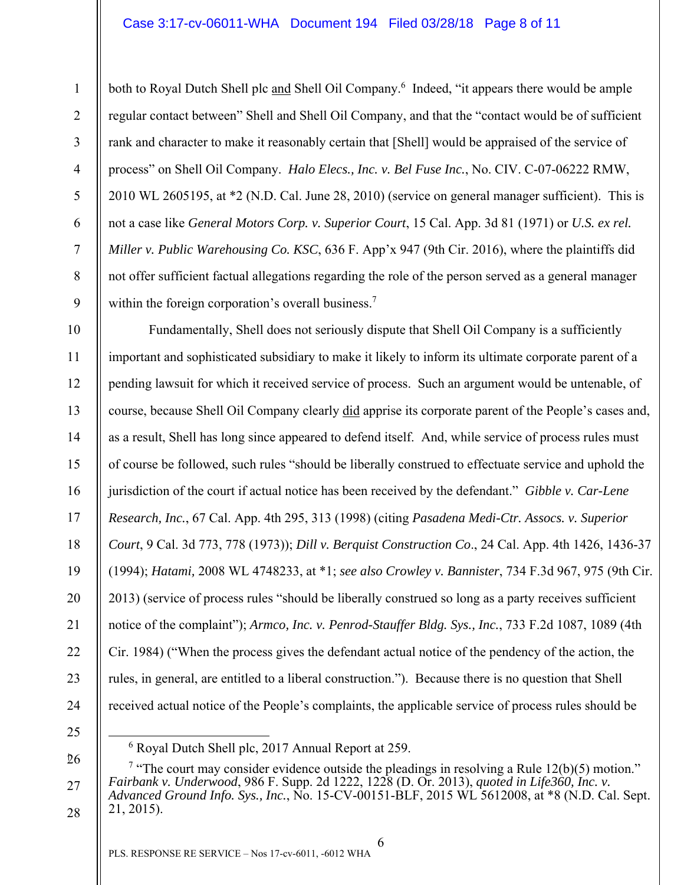both to Royal Dutch Shell plc and Shell Oil Company.[6] Indeed, "it appears there would be ample regular contact between" Shell and Shell Oil Company, and that the "contact would be of sufficient rank and character to make it reasonably certain that [Shell] would be appraised of the service of process" on Shell Oil Company. *Halo Elecs., Inc. v. Bel Fuse Inc.*, No. CIV. C-07-06222 RMW, 2010 WL 2605195, at *2 (N.D. Cal. June 28, 2010) (service on general manager sufficient). This is not a case like *General Motors Corp. v. Superior Court*, 15 Cal. App. 3d 81 (1971) or *U.S. ex rel. Miller v. Public Warehousing Co. KSC*, 636 F. App'x 947 (9th Cir. 2016), where the plaintiffs did not offer sufficient factual allegations regarding the role of the person served as a general manager within the foreign corporation's overall business.[7]

Fundamentally, Shell does not seriously dispute that Shell Oil Company is a sufficiently important and sophisticated subsidiary to make it likely to inform its ultimate corporate parent of a pending lawsuit for which it received service of process. Such an argument would be untenable, of course, because Shell Oil Company clearly did apprise its corporate parent of the People's cases and, as a result, Shell has long since appeared to defend itself. And, while service of process rules must of course be followed, such rules "should be liberally construed to effectuate service and uphold the jurisdiction of the court if actual notice has been received by the defendant." *Gibble v. Car-Lene Research, Inc.*, 67 Cal. App. 4th 295, 313 (1998) (citing *Pasadena Medi-Ctr. Assocs. v. Superior Court*, 9 Cal. 3d 773, 778 (1973)); *Dill v. Berquist Construction Co*., 24 Cal. App. 4th 1426, 1436-37 (1994); *Hatami,* 2008 WL 4748233, at *1; *see also Crowley v. Bannister*, 734 F.3d 967, 975 (9th Cir. 2013) (service of process rules "should be liberally construed so long as a party receives sufficient notice of the complaint"); *Armco, Inc. v. Penrod-Stauffer Bldg. Sys., Inc.*, 733 F.2d 1087, 1089 (4th Cir. 1984) ("When the process gives the defendant actual notice of the pendency of the action, the rules, in general, are entitled to a liberal construction."). Because there is no question that Shell received actual notice of the People's complaints, the applicable service of process rules should be

---

[6] Royal Dutch Shell plc, 2017 Annual Report at 259.

[7] "The court may consider evidence outside the pleadings in resolving a Rule 12(b)(5) motion." *Fairbank v. Underwood*, 986 F. Supp. 2d 1222, 1228 (D. Or. 2013), *quoted in Life360, Inc. v. Advanced Ground Info. Sys., Inc.*, No. 15-CV-00151-BLF, 2015 WL 5612008, at *8 (N.D. Cal. Sept. 21, 2015).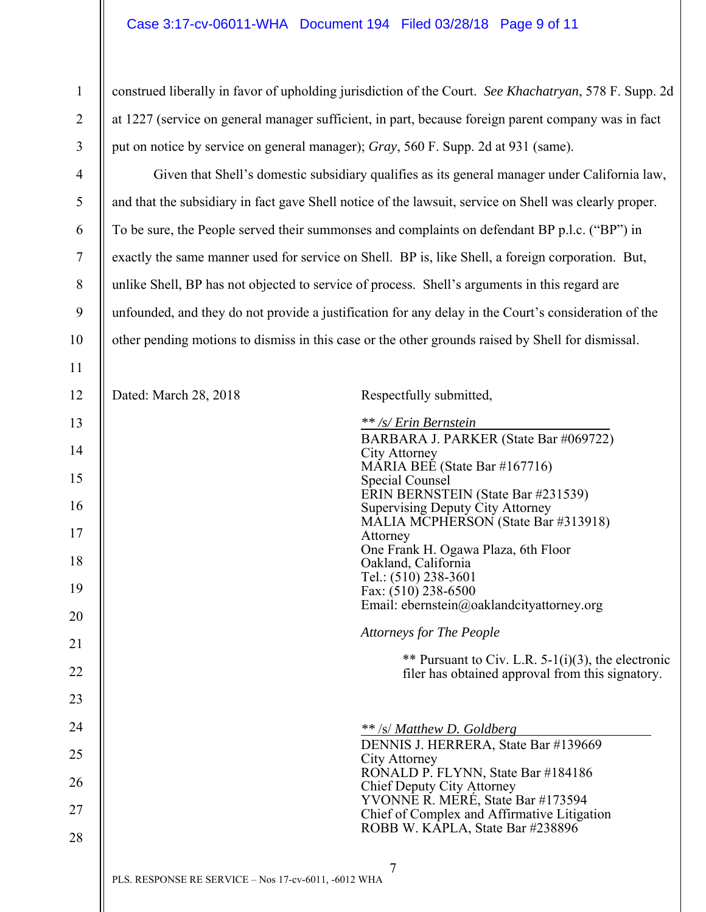construed liberally in favor of upholding jurisdiction of the Court. *See Khachatryan*, 578 F. Supp. 2d at 1227 (service on general manager sufficient, in part, because foreign parent company was in fact put on notice by service on general manager); *Gray*, 560 F. Supp. 2d at 931 (same).

Given that Shell's domestic subsidiary qualifies as its general manager under California law, and that the subsidiary in fact gave Shell notice of the lawsuit, service on Shell was clearly proper. To be sure, the People served their summonses and complaints on defendant BP p.l.c. ("BP") in exactly the same manner used for service on Shell. BP is, like Shell, a foreign corporation. But, unlike Shell, BP has not objected to service of process. Shell's arguments in this regard are unfounded, and they do not provide a justification for any delay in the Court's consideration of the other pending motions to dismiss in this case or the other grounds raised by Shell for dismissal.

Dated: March 28, 2018

Respectfully submitted,

*\*\* /s/ Erin Bernstein*
BARBARA J. PARKER (State Bar #069722)
City Attorney
MARIA BEE (State Bar #167716)
Special Counsel
ERIN BERNSTEIN (State Bar #231539)
Supervising Deputy City Attorney
MALIA MCPHERSON (State Bar #313918)
Attorney
One Frank H. Ogawa Plaza, 6th Floor
Oakland, California
Tel.: (510) 238-3601
Fax: (510) 238-6500
Email: ebernstein@oaklandcityattorney.org

*Attorneys for The People*

\*\* Pursuant to Civ. L.R. 5-1(i)(3), the electronic filer has obtained approval from this signatory.

*\*\* /s/ Matthew D. Goldberg*
DENNIS J. HERRERA, State Bar #139669
City Attorney
RONALD P. FLYNN, State Bar #184186
Chief Deputy City Attorney
YVONNE R. MERÉ, State Bar #173594
Chief of Complex and Affirmative Litigation
ROBB W. KAPLA, State Bar #238896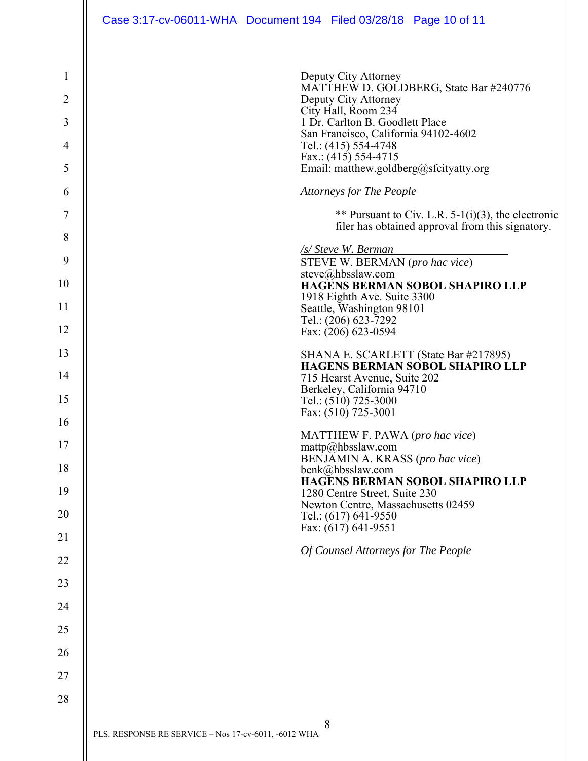Deputy City Attorney
MATTHEW D. GOLDBERG, State Bar #240776
Deputy City Attorney
City Hall, Room 234
1 Dr. Carlton B. Goodlett Place
San Francisco, California 94102-4602
Tel.: (415) 554-4748
Fax.: (415) 554-4715
Email: matthew.goldberg@sfcityatty.org

*Attorneys for The People*

** Pursuant to Civ. L.R. 5-1(i)(3), the electronic filer has obtained approval from this signatory.

*/s/ Steve W. Berman*
STEVE W. BERMAN (*pro hac vice*)
steve@hbsslaw.com
**HAGENS BERMAN SOBOL SHAPIRO LLP**
1918 Eighth Ave. Suite 3300
Seattle, Washington 98101
Tel.: (206) 623-7292
Fax: (206) 623-0594

SHANA E. SCARLETT (State Bar #217895)
**HAGENS BERMAN SOBOL SHAPIRO LLP**
715 Hearst Avenue, Suite 202
Berkeley, California 94710
Tel.: (510) 725-3000
Fax: (510) 725-3001

MATTHEW F. PAWA (*pro hac vice*)
mattp@hbsslaw.com
BENJAMIN A. KRASS (*pro hac vice*)
benk@hbsslaw.com
**HAGENS BERMAN SOBOL SHAPIRO LLP**
1280 Centre Street, Suite 230
Newton Centre, Massachusetts 02459
Tel.: (617) 641-9550
Fax: (617) 641-9551

*Of Counsel Attorneys for The People*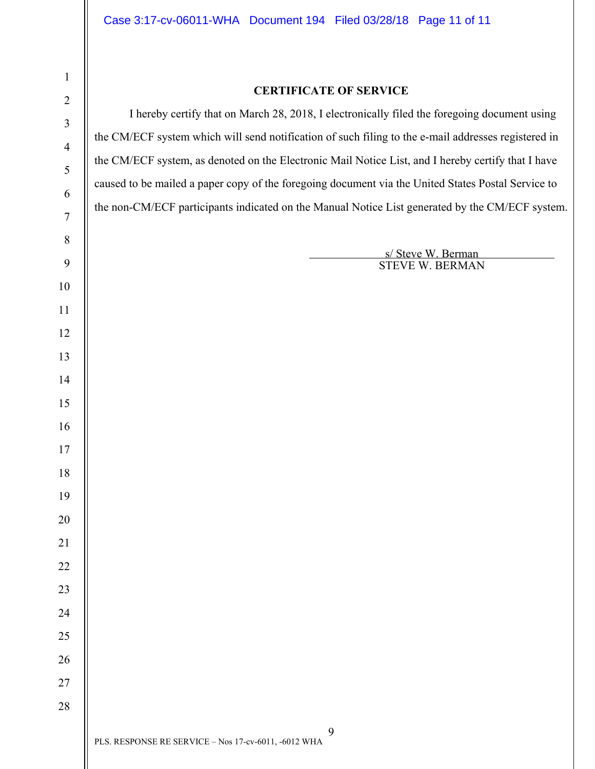## CERTIFICATE OF SERVICE

I hereby certify that on March 28, 2018, I electronically filed the foregoing document using the CM/ECF system which will send notification of such filing to the e-mail addresses registered in the CM/ECF system, as denoted on the Electronic Mail Notice List, and I hereby certify that I have caused to be mailed a paper copy of the foregoing document via the United States Postal Service to the non-CM/ECF participants indicated on the Manual Notice List generated by the CM/ECF system.

s/ Steve W. Berman
STEVE W. BERMAN